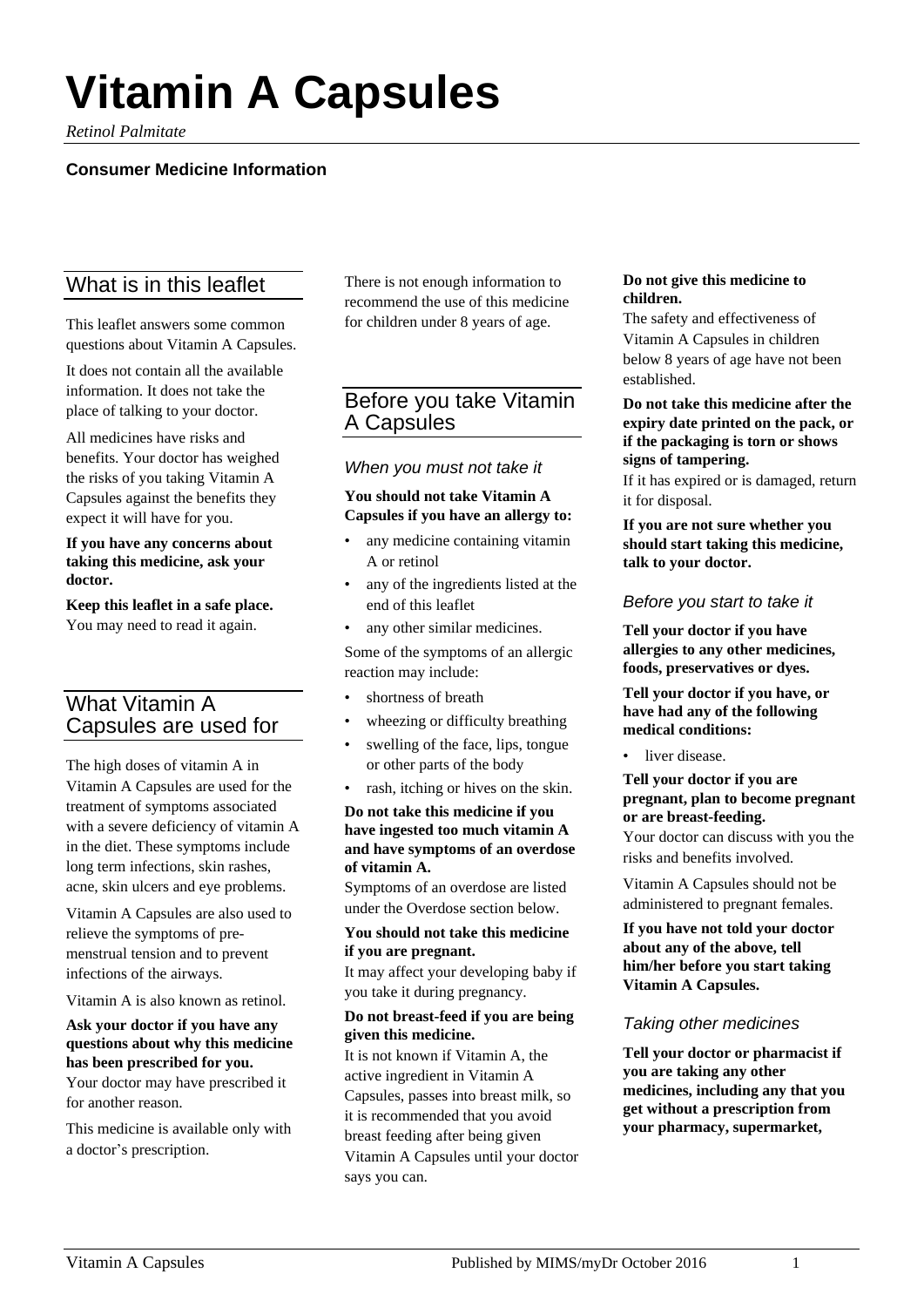# Vitamin A Capsules

*Retinol Palmitate*

**Consumer Medicine Information**

## What is in this leaflet

This leaflet answers some common questions about Vitamin A Capsules.

It does not contain all the available information. It does not take the place of talking to your doctor.

All medicines have risks and benefits. Your doctor has weighed the risks of you taking Vitamin A Capsules against the benefits they expect it will have for you.

**If you have any concerns about taking this medicine, ask your doctor.**

**Keep this leaflet in a safe place.** You may need to read it again.

## What Vitamin A Capsules are used for

The high doses of vitamin A in Vitamin A Capsules are used for the treatment of symptoms associated with a severe deficiency of vitamin A in the diet. These symptoms include long term infections, skin rashes, acne, skin ulcers and eye problems.

Vitamin A Capsules are also used to relieve the symptoms of pre-menstrual tension and to prevent infections of the airways.

Vitamin A is also known as retinol.

**Ask your doctor if you have any questions about why this medicine has been prescribed for you.**
Your doctor may have prescribed it for another reason.

This medicine is available only with a doctor's prescription.

There is not enough information to recommend the use of this medicine for children under 8 years of age.

## Before you take Vitamin A Capsules

### When you must not take it

**You should not take Vitamin A Capsules if you have an allergy to:**

- any medicine containing vitamin A or retinol
- any of the ingredients listed at the end of this leaflet
- any other similar medicines.

Some of the symptoms of an allergic reaction may include:

- shortness of breath
- wheezing or difficulty breathing
- swelling of the face, lips, tongue or other parts of the body
- rash, itching or hives on the skin.

**Do not take this medicine if you have ingested too much vitamin A and have symptoms of an overdose of vitamin A.**
Symptoms of an overdose are listed under the Overdose section below.

**You should not take this medicine if you are pregnant.**
It may affect your developing baby if you take it during pregnancy.

**Do not breast-feed if you are being given this medicine.**
It is not known if Vitamin A, the active ingredient in Vitamin A Capsules, passes into breast milk, so it is recommended that you avoid breast feeding after being given Vitamin A Capsules until your doctor says you can.

**Do not give this medicine to children.**
The safety and effectiveness of Vitamin A Capsules in children below 8 years of age have not been established.

**Do not take this medicine after the expiry date printed on the pack, or if the packaging is torn or shows signs of tampering.**
If it has expired or is damaged, return it for disposal.

**If you are not sure whether you should start taking this medicine, talk to your doctor.**

### Before you start to take it

**Tell your doctor if you have allergies to any other medicines, foods, preservatives or dyes.**

**Tell your doctor if you have, or have had any of the following medical conditions:**

- liver disease.

**Tell your doctor if you are pregnant, plan to become pregnant or are breast-feeding.**
Your doctor can discuss with you the risks and benefits involved.

Vitamin A Capsules should not be administered to pregnant females.

**If you have not told your doctor about any of the above, tell him/her before you start taking Vitamin A Capsules.**

### Taking other medicines

**Tell your doctor or pharmacist if you are taking any other medicines, including any that you get without a prescription from your pharmacy, supermarket,**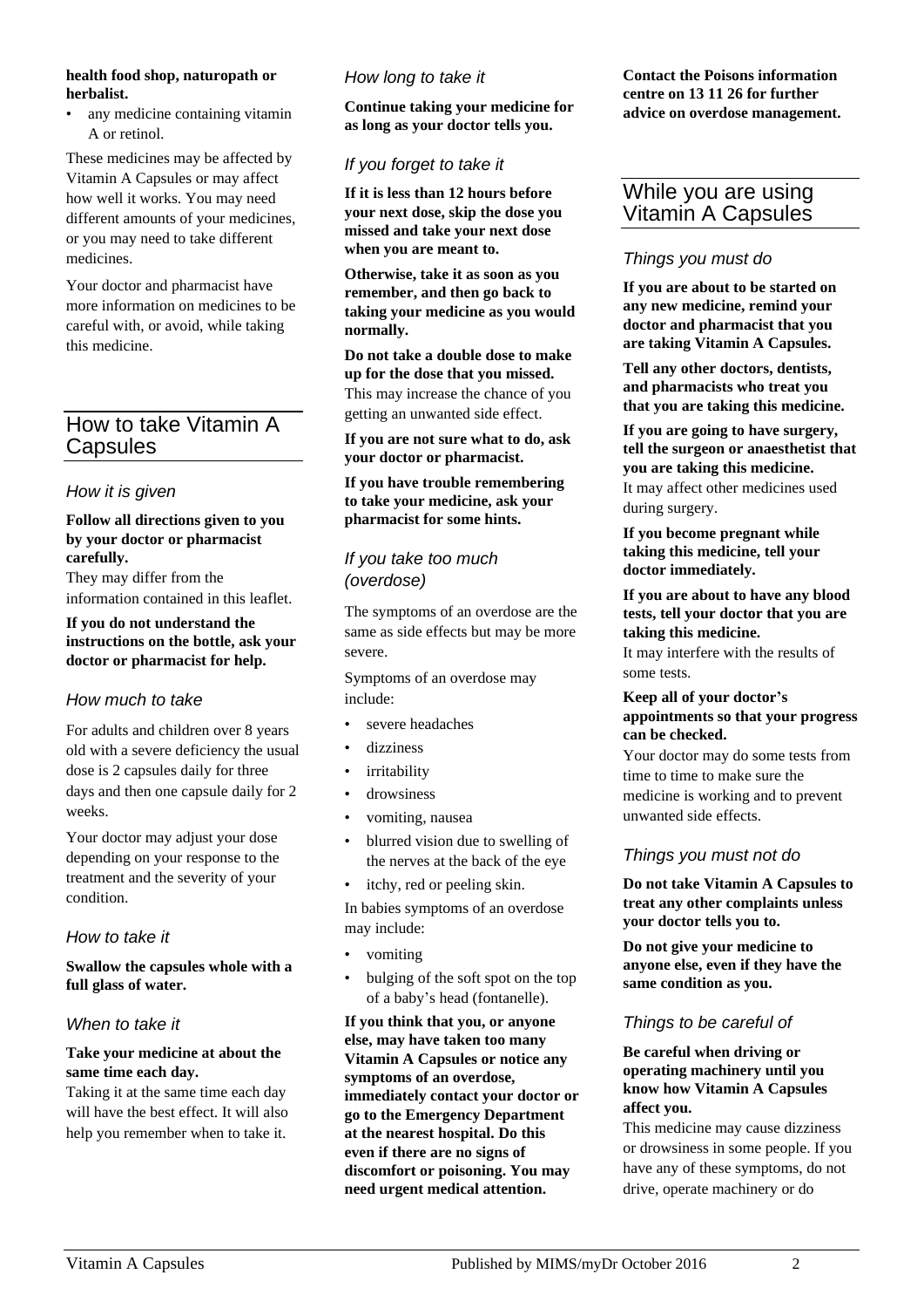**health food shop, naturopath or herbalist.**

- any medicine containing vitamin A or retinol.

These medicines may be affected by Vitamin A Capsules or may affect how well it works. You may need different amounts of your medicines, or you may need to take different medicines.

Your doctor and pharmacist have more information on medicines to be careful with, or avoid, while taking this medicine.

## How to take Vitamin A Capsules

### *How it is given*

**Follow all directions given to you by your doctor or pharmacist carefully.**

They may differ from the information contained in this leaflet.

**If you do not understand the instructions on the bottle, ask your doctor or pharmacist for help.**

### *How much to take*

For adults and children over 8 years old with a severe deficiency the usual dose is 2 capsules daily for three days and then one capsule daily for 2 weeks.

Your doctor may adjust your dose depending on your response to the treatment and the severity of your condition.

### *How to take it*

**Swallow the capsules whole with a full glass of water.**

### *When to take it*

**Take your medicine at about the same time each day.**

Taking it at the same time each day will have the best effect. It will also help you remember when to take it.

### *How long to take it*

**Continue taking your medicine for as long as your doctor tells you.**

### *If you forget to take it*

**If it is less than 12 hours before your next dose, skip the dose you missed and take your next dose when you are meant to.**

**Otherwise, take it as soon as you remember, and then go back to taking your medicine as you would normally.**

**Do not take a double dose to make up for the dose that you missed.**

This may increase the chance of you getting an unwanted side effect.

**If you are not sure what to do, ask your doctor or pharmacist.**

**If you have trouble remembering to take your medicine, ask your pharmacist for some hints.**

### *If you take too much (overdose)*

The symptoms of an overdose are the same as side effects but may be more severe.

Symptoms of an overdose may include:

- severe headaches
- dizziness
- irritability
- drowsiness
- vomiting, nausea
- blurred vision due to swelling of the nerves at the back of the eye
- itchy, red or peeling skin.

In babies symptoms of an overdose may include:

- vomiting
- bulging of the soft spot on the top of a baby's head (fontanelle).

**If you think that you, or anyone else, may have taken too many Vitamin A Capsules or notice any symptoms of an overdose, immediately contact your doctor or go to the Emergency Department at the nearest hospital. Do this even if there are no signs of discomfort or poisoning. You may need urgent medical attention.**

**Contact the Poisons information centre on 13 11 26 for further advice on overdose management.**

## While you are using Vitamin A Capsules

### *Things you must do*

**If you are about to be started on any new medicine, remind your doctor and pharmacist that you are taking Vitamin A Capsules.**

**Tell any other doctors, dentists, and pharmacists who treat you that you are taking this medicine.**

**If you are going to have surgery, tell the surgeon or anaesthetist that you are taking this medicine.**

It may affect other medicines used during surgery.

**If you become pregnant while taking this medicine, tell your doctor immediately.**

**If you are about to have any blood tests, tell your doctor that you are taking this medicine.**

It may interfere with the results of some tests.

**Keep all of your doctor's appointments so that your progress can be checked.**

Your doctor may do some tests from time to time to make sure the medicine is working and to prevent unwanted side effects.

### *Things you must not do*

**Do not take Vitamin A Capsules to treat any other complaints unless your doctor tells you to.**

**Do not give your medicine to anyone else, even if they have the same condition as you.**

### *Things to be careful of*

**Be careful when driving or operating machinery until you know how Vitamin A Capsules affect you.**

This medicine may cause dizziness or drowsiness in some people. If you have any of these symptoms, do not drive, operate machinery or do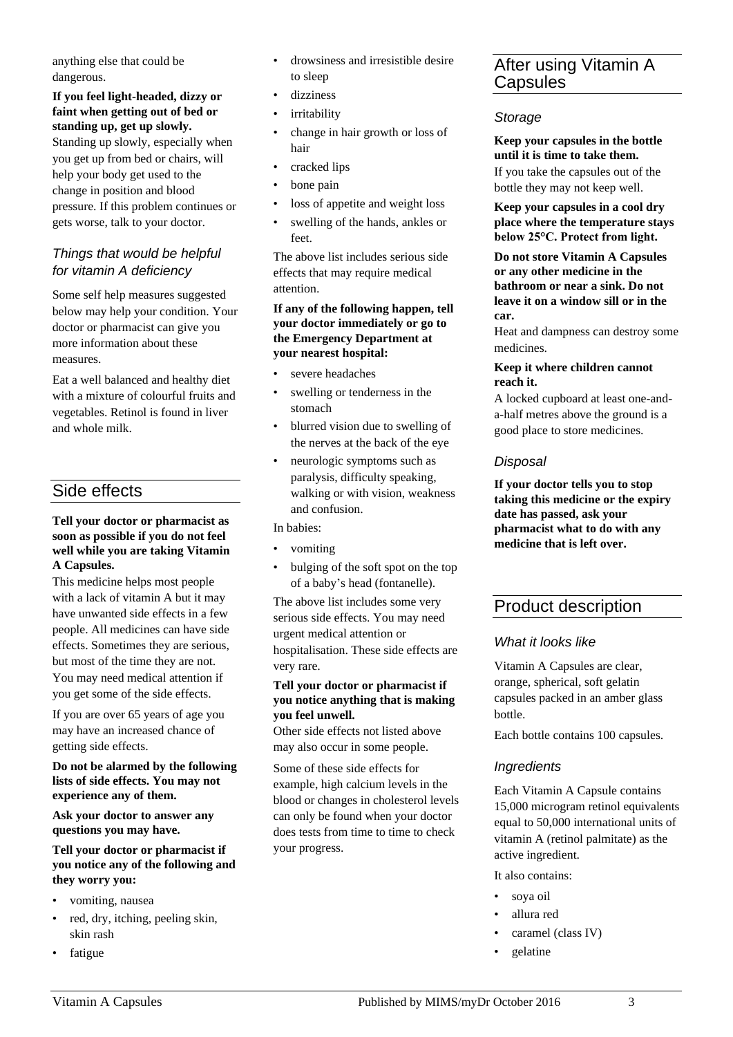anything else that could be dangerous.

**If you feel light-headed, dizzy or faint when getting out of bed or standing up, get up slowly.**
Standing up slowly, especially when you get up from bed or chairs, will help your body get used to the change in position and blood pressure. If this problem continues or gets worse, talk to your doctor.

### *Things that would be helpful for vitamin A deficiency*

Some self help measures suggested below may help your condition. Your doctor or pharmacist can give you more information about these measures.

Eat a well balanced and healthy diet with a mixture of colourful fruits and vegetables. Retinol is found in liver and whole milk.

## Side effects

**Tell your doctor or pharmacist as soon as possible if you do not feel well while you are taking Vitamin A Capsules.**
This medicine helps most people with a lack of vitamin A but it may have unwanted side effects in a few people. All medicines can have side effects. Sometimes they are serious, but most of the time they are not. You may need medical attention if you get some of the side effects.

If you are over 65 years of age you may have an increased chance of getting side effects.

**Do not be alarmed by the following lists of side effects. You may not experience any of them.**

**Ask your doctor to answer any questions you may have.**

**Tell your doctor or pharmacist if you notice any of the following and they worry you:**

- vomiting, nausea
- red, dry, itching, peeling skin, skin rash
- fatigue
- drowsiness and irresistible desire to sleep
- dizziness
- irritability
- change in hair growth or loss of hair
- cracked lips
- bone pain
- loss of appetite and weight loss
- swelling of the hands, ankles or feet.

The above list includes serious side effects that may require medical attention.

**If any of the following happen, tell your doctor immediately or go to the Emergency Department at your nearest hospital:**

- severe headaches
- swelling or tenderness in the stomach
- blurred vision due to swelling of the nerves at the back of the eye
- neurologic symptoms such as paralysis, difficulty speaking, walking or with vision, weakness and confusion.

In babies:

- vomiting
- bulging of the soft spot on the top of a baby's head (fontanelle).

The above list includes some very serious side effects. You may need urgent medical attention or hospitalisation. These side effects are very rare.

**Tell your doctor or pharmacist if you notice anything that is making you feel unwell.**
Other side effects not listed above may also occur in some people.

Some of these side effects for example, high calcium levels in the blood or changes in cholesterol levels can only be found when your doctor does tests from time to time to check your progress.

## After using Vitamin A Capsules

### *Storage*

**Keep your capsules in the bottle until it is time to take them.**
If you take the capsules out of the bottle they may not keep well.

**Keep your capsules in a cool dry place where the temperature stays below 25°C. Protect from light.**

**Do not store Vitamin A Capsules or any other medicine in the bathroom or near a sink. Do not leave it on a window sill or in the car.**
Heat and dampness can destroy some medicines.

**Keep it where children cannot reach it.**
A locked cupboard at least one-and-a-half metres above the ground is a good place to store medicines.

### *Disposal*

**If your doctor tells you to stop taking this medicine or the expiry date has passed, ask your pharmacist what to do with any medicine that is left over.**

## Product description

### *What it looks like*

Vitamin A Capsules are clear, orange, spherical, soft gelatin capsules packed in an amber glass bottle.

Each bottle contains 100 capsules.

### *Ingredients*

Each Vitamin A Capsule contains 15,000 microgram retinol equivalents equal to 50,000 international units of vitamin A (retinol palmitate) as the active ingredient.

It also contains:

- soya oil
- allura red
- caramel (class IV)
- gelatine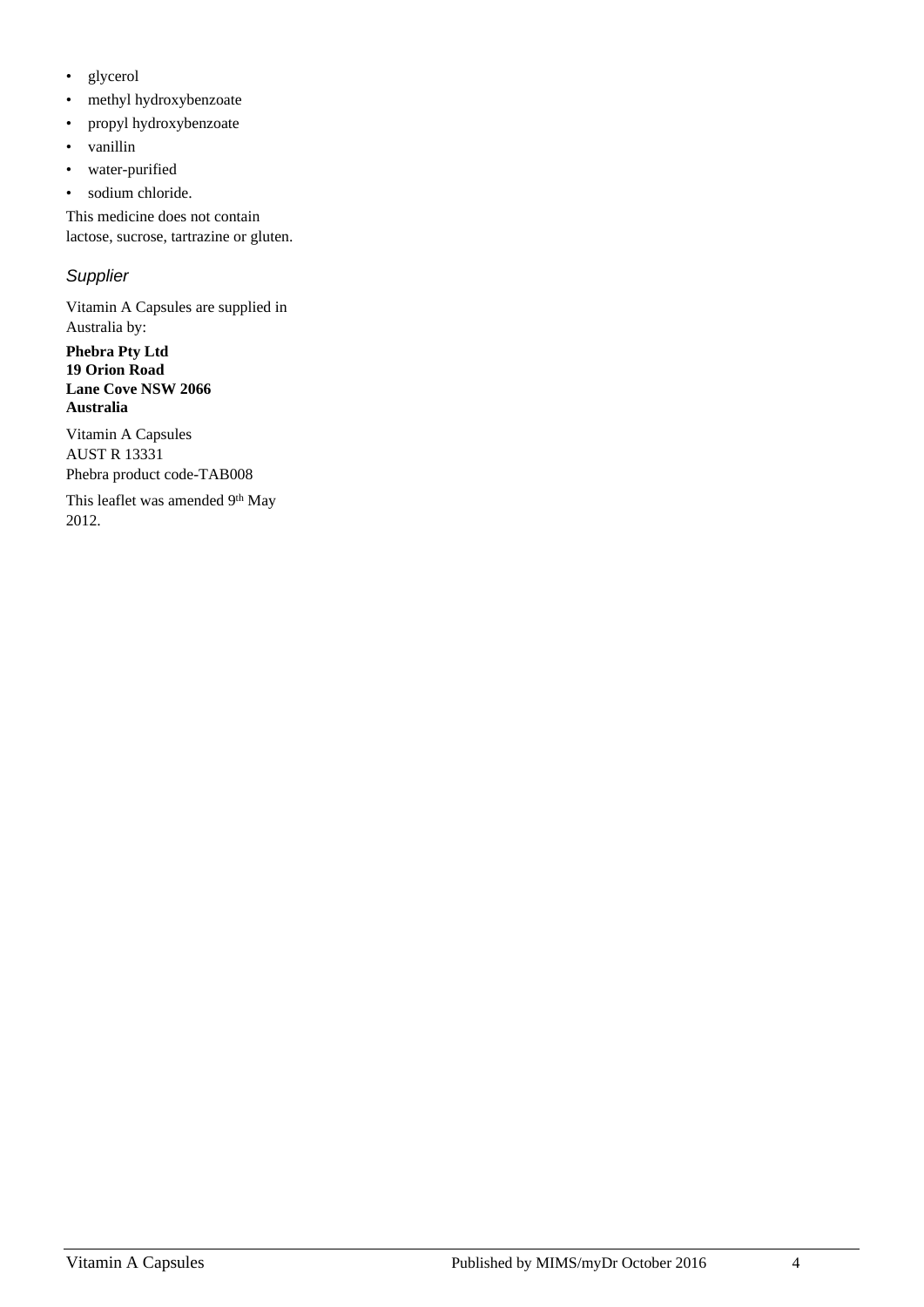- glycerol
- methyl hydroxybenzoate
- propyl hydroxybenzoate
- vanillin
- water-purified
- sodium chloride.

This medicine does not contain lactose, sucrose, tartrazine or gluten.

### *Supplier*

Vitamin A Capsules are supplied in Australia by:

**Phebra Pty Ltd**
**19 Orion Road**
**Lane Cove NSW 2066**
**Australia**

Vitamin A Capsules
AUST R 13331
Phebra product code-TAB008

This leaflet was amended 9th May 2012.